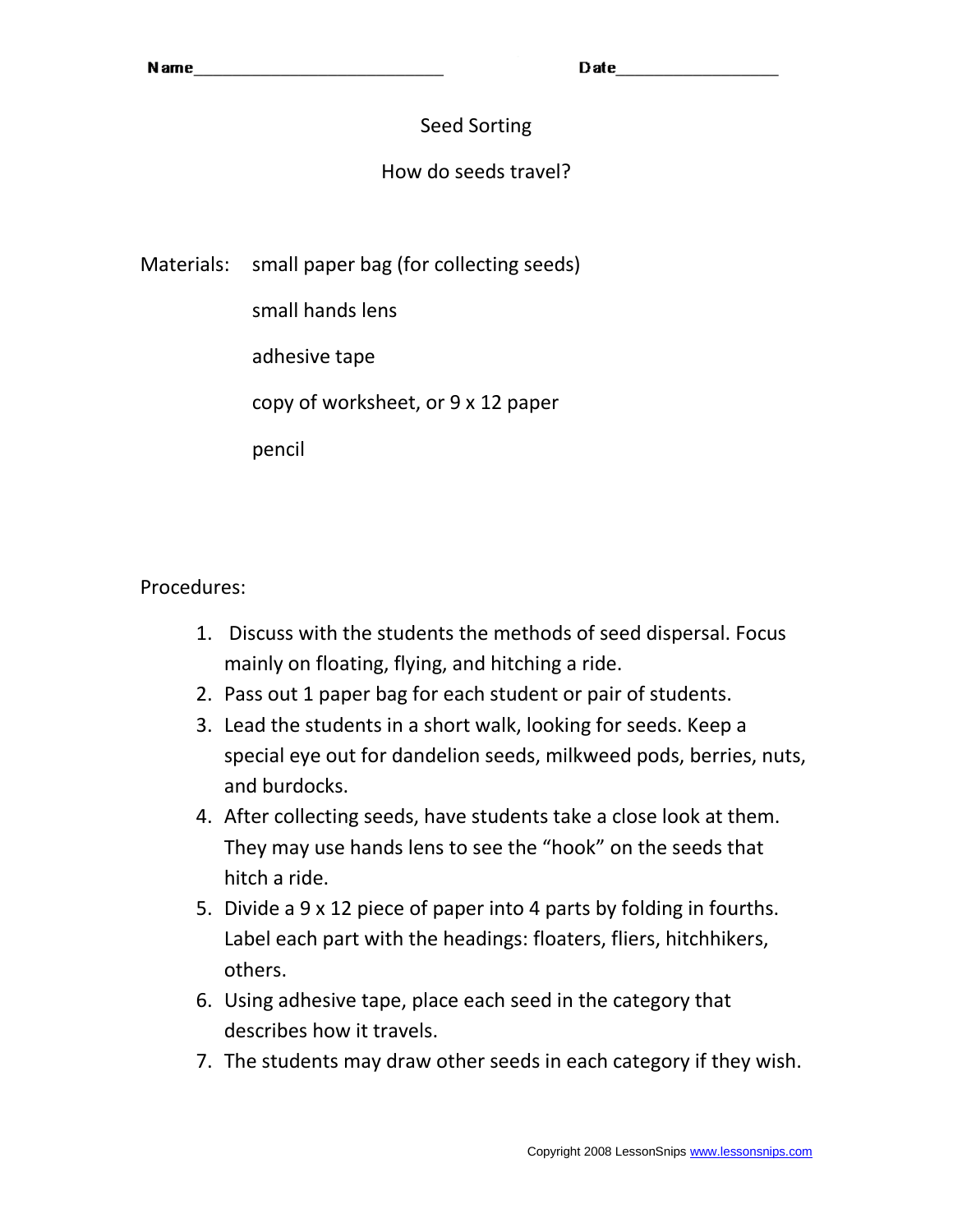Name___________________________ Date_________________

# Seed Sorting

## How do seeds travel?

Materials:
- small paper bag (for collecting seeds)
- small hands lens
- adhesive tape
- copy of worksheet, or 9 x 12 paper
- pencil

Procedures:

1. Discuss with the students the methods of seed dispersal. Focus mainly on floating, flying, and hitching a ride.
2. Pass out 1 paper bag for each student or pair of students.
3. Lead the students in a short walk, looking for seeds. Keep a special eye out for dandelion seeds, milkweed pods, berries, nuts, and burdocks.
4. After collecting seeds, have students take a close look at them. They may use hands lens to see the "hook" on the seeds that hitch a ride.
5. Divide a 9 x 12 piece of paper into 4 parts by folding in fourths. Label each part with the headings: floaters, fliers, hitchhikers, others.
6. Using adhesive tape, place each seed in the category that describes how it travels.
7. The students may draw other seeds in each category if they wish.

Copyright 2008 LessonSnips www.lessonsnips.com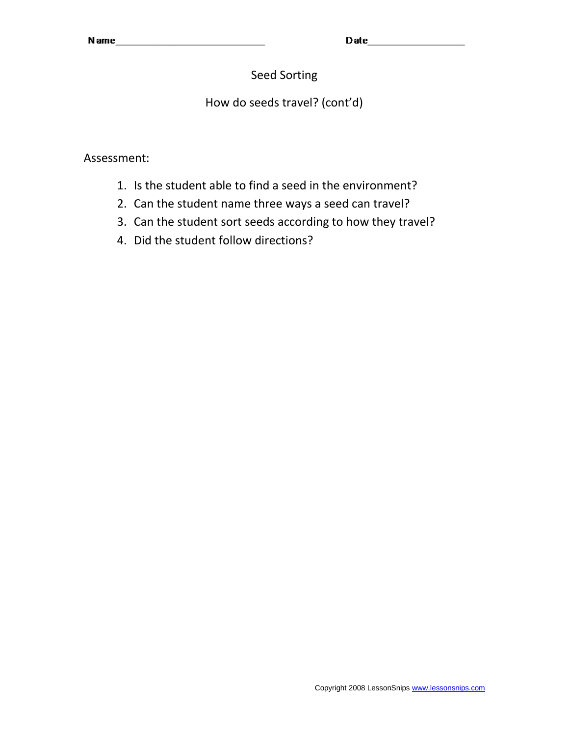Name____________________________ Date__________________

# Seed Sorting

## How do seeds travel? (cont'd)

Assessment:

1. Is the student able to find a seed in the environment?
2. Can the student name three ways a seed can travel?
3. Can the student sort seeds according to how they travel?
4. Did the student follow directions?

Copyright 2008 LessonSnips www.lessonsnips.com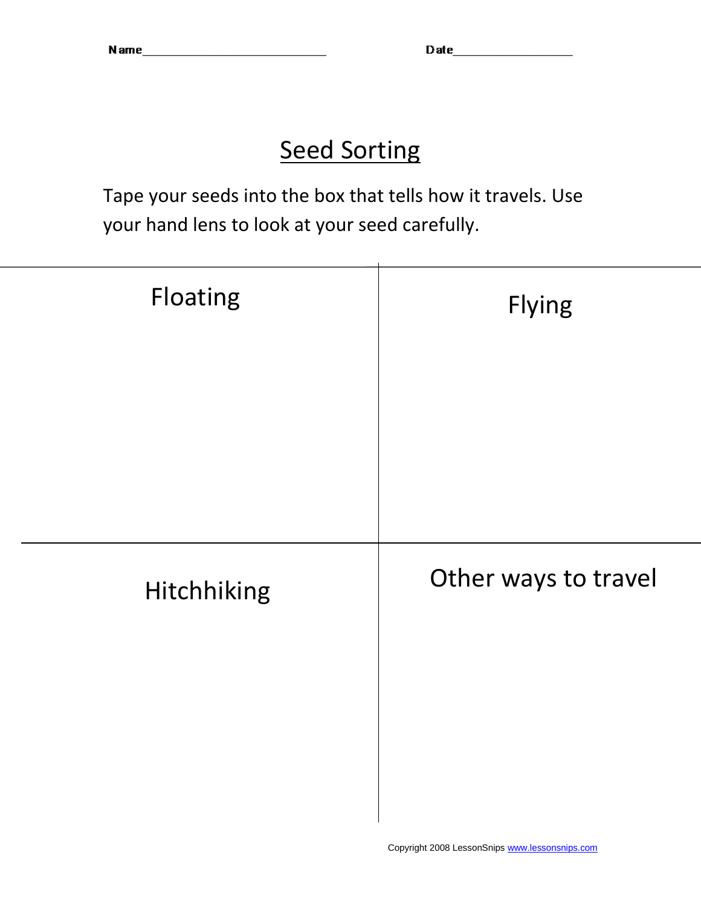Name____________________________ Date__________________

# Seed Sorting

Tape your seeds into the box that tells how it travels. Use your hand lens to look at your seed carefully.

| | |
|---|---|
| Floating | Flying |
| Hitchhiking | Other ways to travel |

Copyright 2008 LessonSnips www.lessonsnips.com